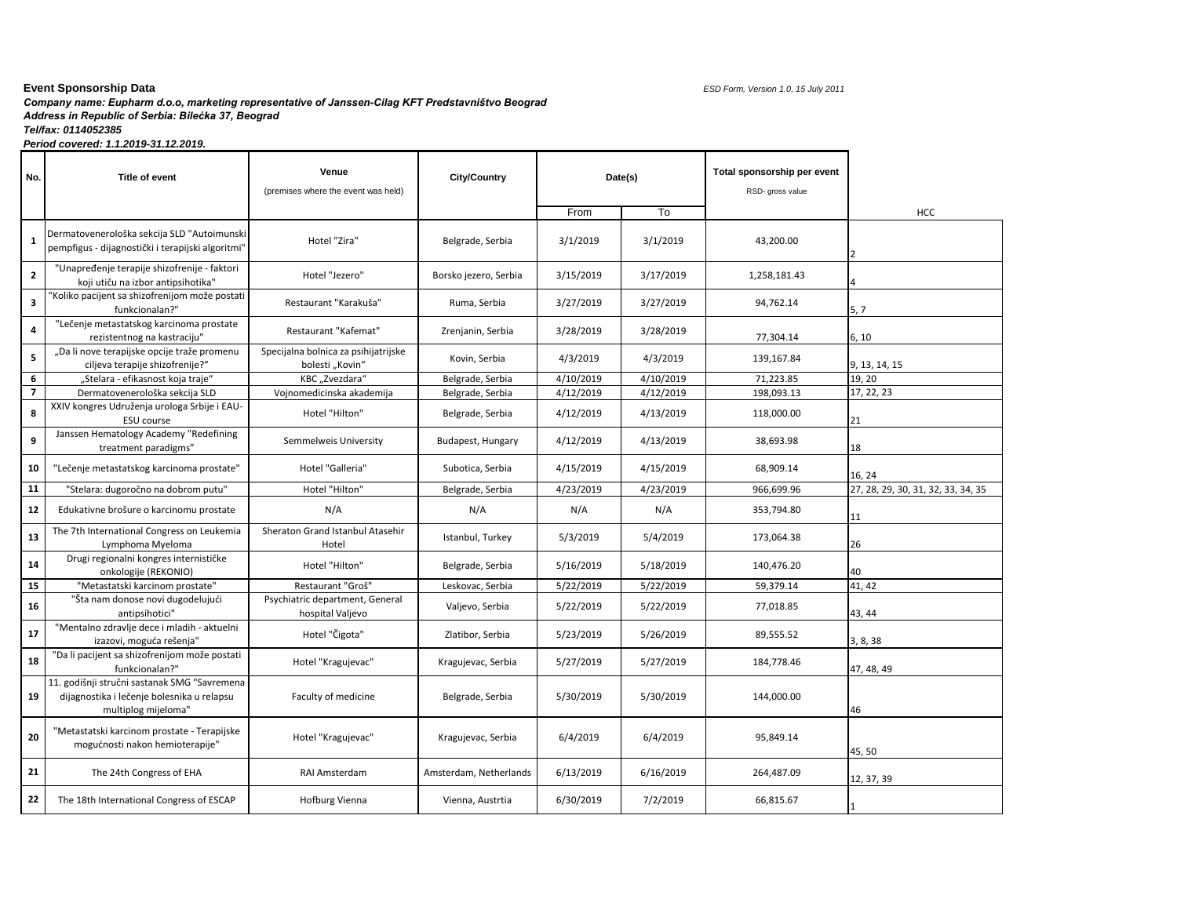**Event Sponsorship Data**

*ESD Form, Version 1.0, 15 July 2011*

***Company name: Eupharm d.o.o, marketing representative of Janssen-Cilag KFT Predstavništvo Beograd***
***Address in Republic of Serbia: Bilećka 37, Beograd***
***Tel/fax: 0114052385***
***Period covered: 1.1.2019-31.12.2019.***

| No. | Title of event | Venue (premises where the event was held) | City/Country | Date(s) | | Total sponsorship per event RSD- gross value | |
|---|---|---|---|---|---|---|---|
| | | | | From | To | | HCC |
| 1 | Dermatovenerološka sekcija SLD "Autoimunski pempfigus - dijagnostički i terapijski algoritmi" | Hotel "Zira" | Belgrade, Serbia | 3/1/2019 | 3/1/2019 | 43,200.00 | 2 |
| 2 | "Unapređenje terapije shizofrenije - faktori koji utiču na izbor antipsihotika" | Hotel "Jezero" | Borsko jezero, Serbia | 3/15/2019 | 3/17/2019 | 1,258,181.43 | 4 |
| 3 | "Koliko pacijent sa shizofrenijom može postati funkcionalan?" | Restaurant "Karakuša" | Ruma, Serbia | 3/27/2019 | 3/27/2019 | 94,762.14 | 5, 7 |
| 4 | "Lečenje metastatskog karcinoma prostate rezistentnog na kastraciju" | Restaurant "Kafemat" | Zrenjanin, Serbia | 3/28/2019 | 3/28/2019 | 77,304.14 | 6, 10 |
| 5 | „Da li nove terapijske opcije traže promenu ciljeva terapije shizofrenije?" | Specijalna bolnica za psihijatrijske bolesti „Kovin" | Kovin, Serbia | 4/3/2019 | 4/3/2019 | 139,167.84 | 9, 13, 14, 15 |
| 6 | „Stelara - efikasnost koja traje" | KBC „Zvezdara" | Belgrade, Serbia | 4/10/2019 | 4/10/2019 | 71,223.85 | 19, 20 |
| 7 | Dermatovenerološka sekcija SLD | Vojnomedicinska akademija | Belgrade, Serbia | 4/12/2019 | 4/12/2019 | 198,093.13 | 17, 22, 23 |
| 8 | XXIV kongres Udruženja urologa Srbije i EAU-ESU course | Hotel "Hilton" | Belgrade, Serbia | 4/12/2019 | 4/13/2019 | 118,000.00 | 21 |
| 9 | Janssen Hematology Academy "Redefining treatment paradigms" | Semmelweis University | Budapest, Hungary | 4/12/2019 | 4/13/2019 | 38,693.98 | 18 |
| 10 | "Lečenje metastatskog karcinoma prostate" | Hotel "Galleria" | Subotica, Serbia | 4/15/2019 | 4/15/2019 | 68,909.14 | 16, 24 |
| 11 | "Stelara: dugoročno na dobrom putu" | Hotel "Hilton" | Belgrade, Serbia | 4/23/2019 | 4/23/2019 | 966,699.96 | 27, 28, 29, 30, 31, 32, 33, 34, 35 |
| 12 | Edukativne brošure o karcinomu prostate | N/A | N/A | N/A | N/A | 353,794.80 | 11 |
| 13 | The 7th International Congress on Leukemia Lymphoma Myeloma | Sheraton Grand Istanbul Atasehir Hotel | Istanbul, Turkey | 5/3/2019 | 5/4/2019 | 173,064.38 | 26 |
| 14 | Drugi regionalni kongres internističke onkologije (REKONIO) | Hotel "Hilton" | Belgrade, Serbia | 5/16/2019 | 5/18/2019 | 140,476.20 | 40 |
| 15 | "Metastatski karcinom prostate" | Restaurant "Groš" | Leskovac, Serbia | 5/22/2019 | 5/22/2019 | 59,379.14 | 41, 42 |
| 16 | "Šta nam donose novi dugodelujući antipsihotici" | Psychiatric department, General hospital Valjevo | Valjevo, Serbia | 5/22/2019 | 5/22/2019 | 77,018.85 | 43, 44 |
| 17 | "Mentalno zdravlje dece i mladih - aktuelni izazovi, moguća rešenja" | Hotel "Čigota" | Zlatibor, Serbia | 5/23/2019 | 5/26/2019 | 89,555.52 | 3, 8, 38 |
| 18 | "Da li pacijent sa shizofrenijom može postati funkcionalan?" | Hotel "Kragujevac" | Kragujevac, Serbia | 5/27/2019 | 5/27/2019 | 184,778.46 | 47, 48, 49 |
| 19 | 11. godišnji stručni sastanak SMG "Savremena dijagnostika i lečenje bolesnika u relapsu multiplog mijeloma" | Faculty of medicine | Belgrade, Serbia | 5/30/2019 | 5/30/2019 | 144,000.00 | 46 |
| 20 | "Metastatski karcinom prostate - Terapijske mogućnosti nakon hemioterapije" | Hotel "Kragujevac" | Kragujevac, Serbia | 6/4/2019 | 6/4/2019 | 95,849.14 | 45, 50 |
| 21 | The 24th Congress of EHA | RAI Amsterdam | Amsterdam, Netherlands | 6/13/2019 | 6/16/2019 | 264,487.09 | 12, 37, 39 |
| 22 | The 18th International Congress of ESCAP | Hofburg Vienna | Vienna, Austrtia | 6/30/2019 | 7/2/2019 | 66,815.67 | 1 |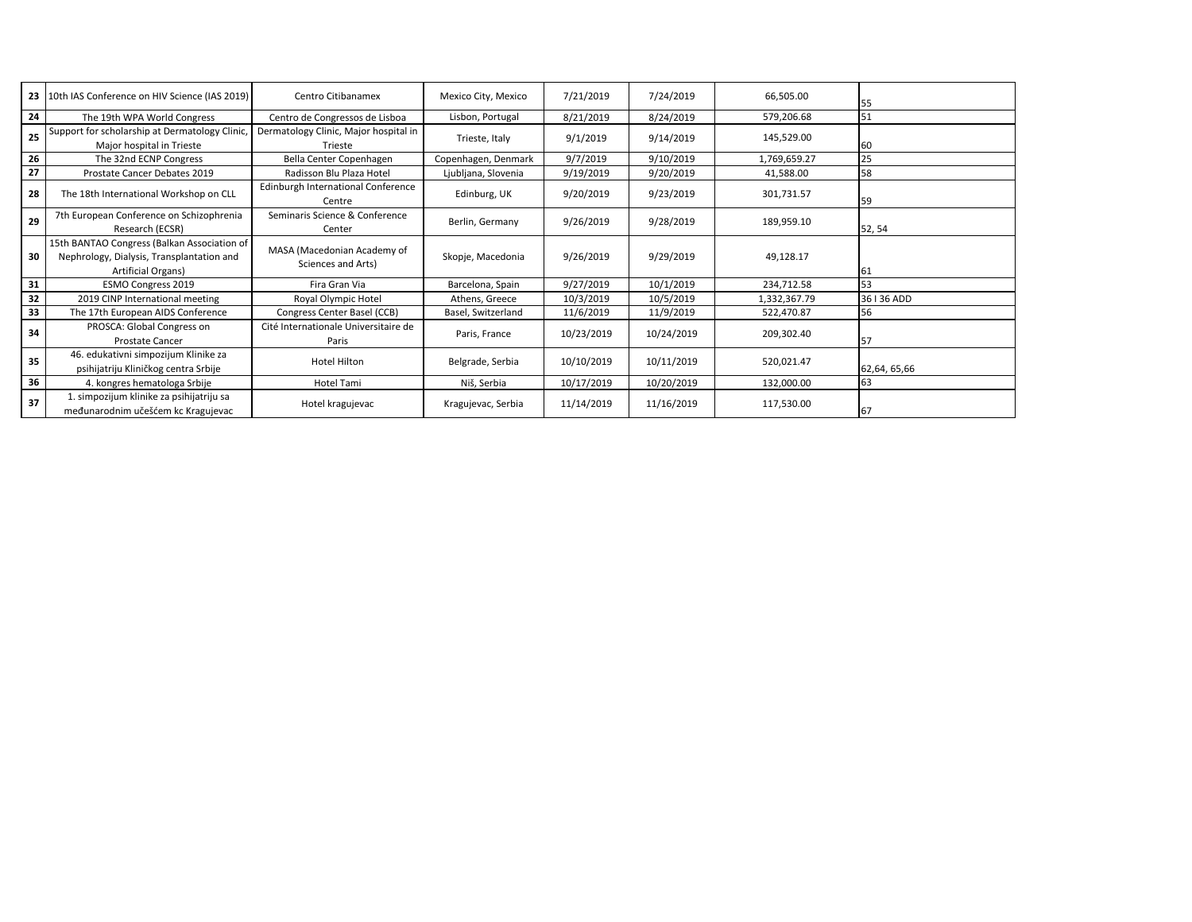| | | | | | | | |
|---|---|---|---|---|---|---|---|
| **23** | 10th IAS Conference on HIV Science (IAS 2019) | Centro Citibanamex | Mexico City, Mexico | 7/21/2019 | 7/24/2019 | 66,505.00 | 55 |
| **24** | The 19th WPA World Congress | Centro de Congressos de Lisboa | Lisbon, Portugal | 8/21/2019 | 8/24/2019 | 579,206.68 | 51 |
| **25** | Support for scholarship at Dermatology Clinic, Major hospital in Trieste | Dermatology Clinic, Major hospital in Trieste | Trieste, Italy | 9/1/2019 | 9/14/2019 | 145,529.00 | 60 |
| **26** | The 32nd ECNP Congress | Bella Center Copenhagen | Copenhagen, Denmark | 9/7/2019 | 9/10/2019 | 1,769,659.27 | 25 |
| **27** | Prostate Cancer Debates 2019 | Radisson Blu Plaza Hotel | Ljubljana, Slovenia | 9/19/2019 | 9/20/2019 | 41,588.00 | 58 |
| **28** | The 18th International Workshop on CLL | Edinburgh International Conference Centre | Edinburg, UK | 9/20/2019 | 9/23/2019 | 301,731.57 | 59 |
| **29** | 7th European Conference on Schizophrenia Research (ECSR) | Seminaris Science & Conference Center | Berlin, Germany | 9/26/2019 | 9/28/2019 | 189,959.10 | 52, 54 |
| **30** | 15th BANTAO Congress (Balkan Association of Nephrology, Dialysis, Transplantation and Artificial Organs) | MASA (Macedonian Academy of Sciences and Arts) | Skopje, Macedonia | 9/26/2019 | 9/29/2019 | 49,128.17 | 61 |
| **31** | ESMO Congress 2019 | Fira Gran Via | Barcelona, Spain | 9/27/2019 | 10/1/2019 | 234,712.58 | 53 |
| **32** | 2019 CINP International meeting | Royal Olympic Hotel | Athens, Greece | 10/3/2019 | 10/5/2019 | 1,332,367.79 | 36 I 36 ADD |
| **33** | The 17th European AIDS Conference | Congress Center Basel (CCB) | Basel, Switzerland | 11/6/2019 | 11/9/2019 | 522,470.87 | 56 |
| **34** | PROSCA: Global Congress on Prostate Cancer | Cité Internationale Universitaire de Paris | Paris, France | 10/23/2019 | 10/24/2019 | 209,302.40 | 57 |
| **35** | 46. edukativni simpozijum Klinike za psihijatriju Kliničkog centra Srbije | Hotel Hilton | Belgrade, Serbia | 10/10/2019 | 10/11/2019 | 520,021.47 | 62,64, 65,66 |
| **36** | 4. kongres hematologa Srbije | Hotel Tami | Niš, Serbia | 10/17/2019 | 10/20/2019 | 132,000.00 | 63 |
| **37** | 1. simpozijum klinike za psihijatriju sa međunarodnim učešćem kc Kragujevac | Hotel kragujevac | Kragujevac, Serbia | 11/14/2019 | 11/16/2019 | 117,530.00 | 67 |